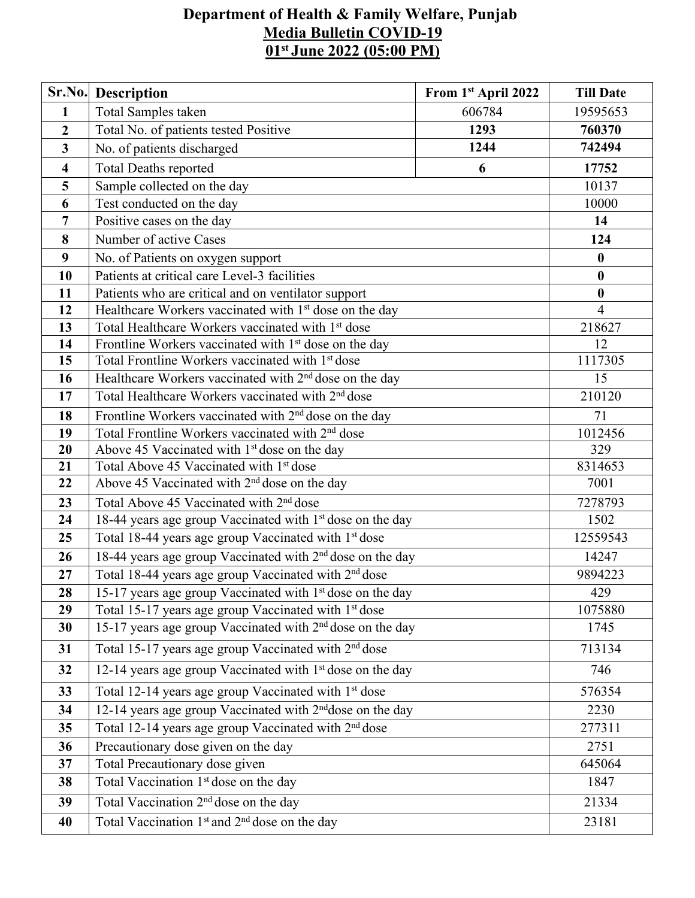# Department of Health & Family Welfare, Punjab

## Media Bulletin COVID-19

## 01st June 2022 (05:00 PM)

| Sr.No. | Description | From 1st April 2022 | Till Date |
|---|---|---|---|
| 1 | Total Samples taken | 606784 | 19595653 |
| 2 | Total No. of patients tested Positive | **1293** | **760370** |
| 3 | No. of patients discharged | **1244** | **742494** |
| 4 | Total Deaths reported | **6** | **17752** |
| 5 | Sample collected on the day | | 10137 |
| 6 | Test conducted on the day | | 10000 |
| 7 | Positive cases on the day | | **14** |
| 8 | Number of active Cases | | **124** |
| 9 | No. of Patients on oxygen support | | **0** |
| 10 | Patients at critical care Level-3 facilities | | **0** |
| 11 | Patients who are critical and on ventilator support | | **0** |
| 12 | Healthcare Workers vaccinated with 1st dose on the day | | 4 |
| 13 | Total Healthcare Workers vaccinated with 1st dose | | 218627 |
| 14 | Frontline Workers vaccinated with 1st dose on the day | | 12 |
| 15 | Total Frontline Workers vaccinated with 1st dose | | 1117305 |
| 16 | Healthcare Workers vaccinated with 2nd dose on the day | | 15 |
| 17 | Total Healthcare Workers vaccinated with 2nd dose | | 210120 |
| 18 | Frontline Workers vaccinated with 2nd dose on the day | | 71 |
| 19 | Total Frontline Workers vaccinated with 2nd dose | | 1012456 |
| 20 | Above 45 Vaccinated with 1st dose on the day | | 329 |
| 21 | Total Above 45 Vaccinated with 1st dose | | 8314653 |
| 22 | Above 45 Vaccinated with 2nd dose on the day | | 7001 |
| 23 | Total Above 45 Vaccinated with 2nd dose | | 7278793 |
| 24 | 18-44 years age group Vaccinated with 1st dose on the day | | 1502 |
| 25 | Total 18-44 years age group Vaccinated with 1st dose | | 12559543 |
| 26 | 18-44 years age group Vaccinated with 2nd dose on the day | | 14247 |
| 27 | Total 18-44 years age group Vaccinated with 2nd dose | | 9894223 |
| 28 | 15-17 years age group Vaccinated with 1st dose on the day | | 429 |
| 29 | Total 15-17 years age group Vaccinated with 1st dose | | 1075880 |
| 30 | 15-17 years age group Vaccinated with 2nd dose on the day | | 1745 |
| 31 | Total 15-17 years age group Vaccinated with 2nd dose | | 713134 |
| 32 | 12-14 years age group Vaccinated with 1st dose on the day | | 746 |
| 33 | Total 12-14 years age group Vaccinated with 1st dose | | 576354 |
| 34 | 12-14 years age group Vaccinated with 2nddose on the day | | 2230 |
| 35 | Total 12-14 years age group Vaccinated with 2nd dose | | 277311 |
| 36 | Precautionary dose given on the day | | 2751 |
| 37 | Total Precautionary dose given | | 645064 |
| 38 | Total Vaccination 1st dose on the day | | 1847 |
| 39 | Total Vaccination 2nd dose on the day | | 21334 |
| 40 | Total Vaccination 1st and 2nd dose on the day | | 23181 |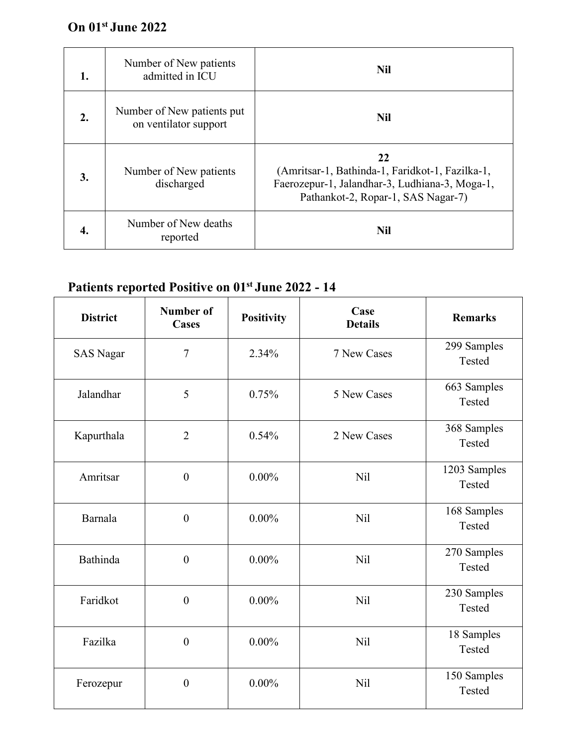**On 01[st] June 2022**

| | | |
|---|---|---|
| **1.** | Number of New patients admitted in ICU | **Nil** |
| **2.** | Number of New patients put on ventilator support | **Nil** |
| **3.** | Number of New patients discharged | **22** (Amritsar-1, Bathinda-1, Faridkot-1, Fazilka-1, Faerozepur-1, Jalandhar-3, Ludhiana-3, Moga-1, Pathankot-2, Ropar-1, SAS Nagar-7) |
| **4.** | Number of New deaths reported | **Nil** |

**Patients reported Positive on 01[st] June 2022 - 14**

| **District** | **Number of Cases** | **Positivity** | **Case Details** | **Remarks** |
|---|---|---|---|---|
| SAS Nagar | 7 | 2.34% | 7 New Cases | 299 Samples Tested |
| Jalandhar | 5 | 0.75% | 5 New Cases | 663 Samples Tested |
| Kapurthala | 2 | 0.54% | 2 New Cases | 368 Samples Tested |
| Amritsar | 0 | 0.00% | Nil | 1203 Samples Tested |
| Barnala | 0 | 0.00% | Nil | 168 Samples Tested |
| Bathinda | 0 | 0.00% | Nil | 270 Samples Tested |
| Faridkot | 0 | 0.00% | Nil | 230 Samples Tested |
| Fazilka | 0 | 0.00% | Nil | 18 Samples Tested |
| Ferozepur | 0 | 0.00% | Nil | 150 Samples Tested |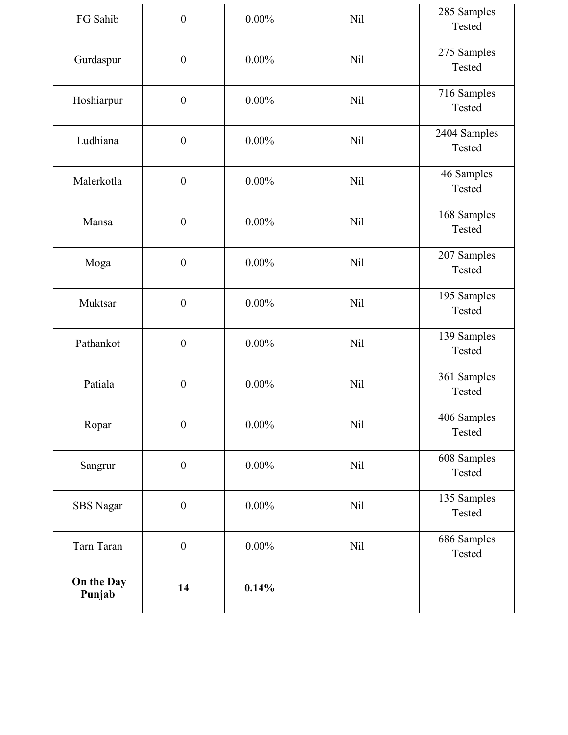| | | | | |
|---|---|---|---|---|
| FG Sahib | 0 | 0.00% | Nil | 285 Samples Tested |
| Gurdaspur | 0 | 0.00% | Nil | 275 Samples Tested |
| Hoshiarpur | 0 | 0.00% | Nil | 716 Samples Tested |
| Ludhiana | 0 | 0.00% | Nil | 2404 Samples Tested |
| Malerkotla | 0 | 0.00% | Nil | 46 Samples Tested |
| Mansa | 0 | 0.00% | Nil | 168 Samples Tested |
| Moga | 0 | 0.00% | Nil | 207 Samples Tested |
| Muktsar | 0 | 0.00% | Nil | 195 Samples Tested |
| Pathankot | 0 | 0.00% | Nil | 139 Samples Tested |
| Patiala | 0 | 0.00% | Nil | 361 Samples Tested |
| Ropar | 0 | 0.00% | Nil | 406 Samples Tested |
| Sangrur | 0 | 0.00% | Nil | 608 Samples Tested |
| SBS Nagar | 0 | 0.00% | Nil | 135 Samples Tested |
| Tarn Taran | 0 | 0.00% | Nil | 686 Samples Tested |
| **On the Day Punjab** | **14** | **0.14%** | | |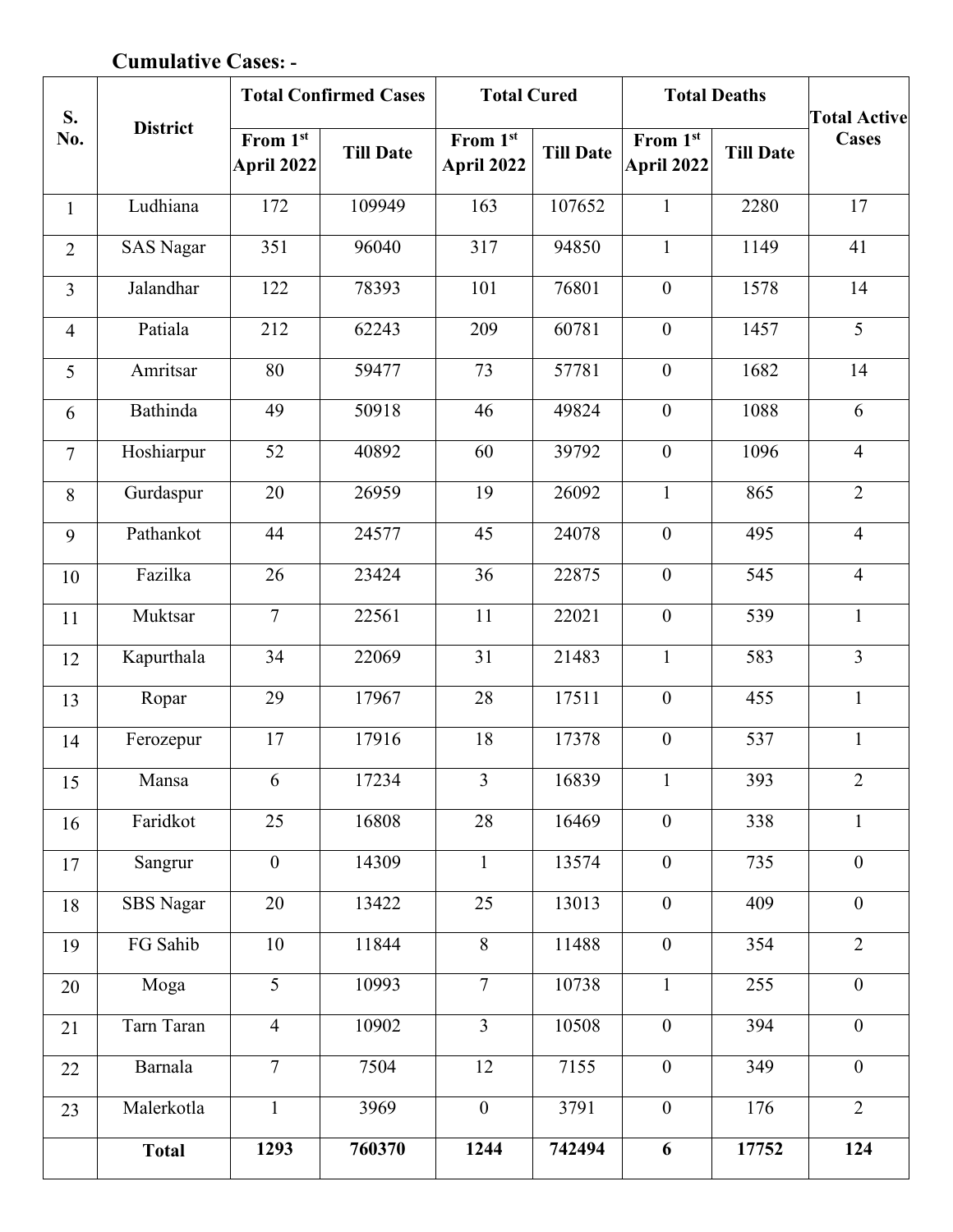**Cumulative Cases: -**

| S. No. | District | Total Confirmed Cases | | Total Cured | | Total Deaths | | Total Active Cases |
|---|---|---|---|---|---|---|---|---|
| | | From 1st April 2022 | Till Date | From 1st April 2022 | Till Date | From 1st April 2022 | Till Date | |
| 1 | Ludhiana | 172 | 109949 | 163 | 107652 | 1 | 2280 | 17 |
| 2 | SAS Nagar | 351 | 96040 | 317 | 94850 | 1 | 1149 | 41 |
| 3 | Jalandhar | 122 | 78393 | 101 | 76801 | 0 | 1578 | 14 |
| 4 | Patiala | 212 | 62243 | 209 | 60781 | 0 | 1457 | 5 |
| 5 | Amritsar | 80 | 59477 | 73 | 57781 | 0 | 1682 | 14 |
| 6 | Bathinda | 49 | 50918 | 46 | 49824 | 0 | 1088 | 6 |
| 7 | Hoshiarpur | 52 | 40892 | 60 | 39792 | 0 | 1096 | 4 |
| 8 | Gurdaspur | 20 | 26959 | 19 | 26092 | 1 | 865 | 2 |
| 9 | Pathankot | 44 | 24577 | 45 | 24078 | 0 | 495 | 4 |
| 10 | Fazilka | 26 | 23424 | 36 | 22875 | 0 | 545 | 4 |
| 11 | Muktsar | 7 | 22561 | 11 | 22021 | 0 | 539 | 1 |
| 12 | Kapurthala | 34 | 22069 | 31 | 21483 | 1 | 583 | 3 |
| 13 | Ropar | 29 | 17967 | 28 | 17511 | 0 | 455 | 1 |
| 14 | Ferozepur | 17 | 17916 | 18 | 17378 | 0 | 537 | 1 |
| 15 | Mansa | 6 | 17234 | 3 | 16839 | 1 | 393 | 2 |
| 16 | Faridkot | 25 | 16808 | 28 | 16469 | 0 | 338 | 1 |
| 17 | Sangrur | 0 | 14309 | 1 | 13574 | 0 | 735 | 0 |
| 18 | SBS Nagar | 20 | 13422 | 25 | 13013 | 0 | 409 | 0 |
| 19 | FG Sahib | 10 | 11844 | 8 | 11488 | 0 | 354 | 2 |
| 20 | Moga | 5 | 10993 | 7 | 10738 | 1 | 255 | 0 |
| 21 | Tarn Taran | 4 | 10902 | 3 | 10508 | 0 | 394 | 0 |
| 22 | Barnala | 7 | 7504 | 12 | 7155 | 0 | 349 | 0 |
| 23 | Malerkotla | 1 | 3969 | 0 | 3791 | 0 | 176 | 2 |
| | **Total** | **1293** | **760370** | **1244** | **742494** | **6** | **17752** | **124** |